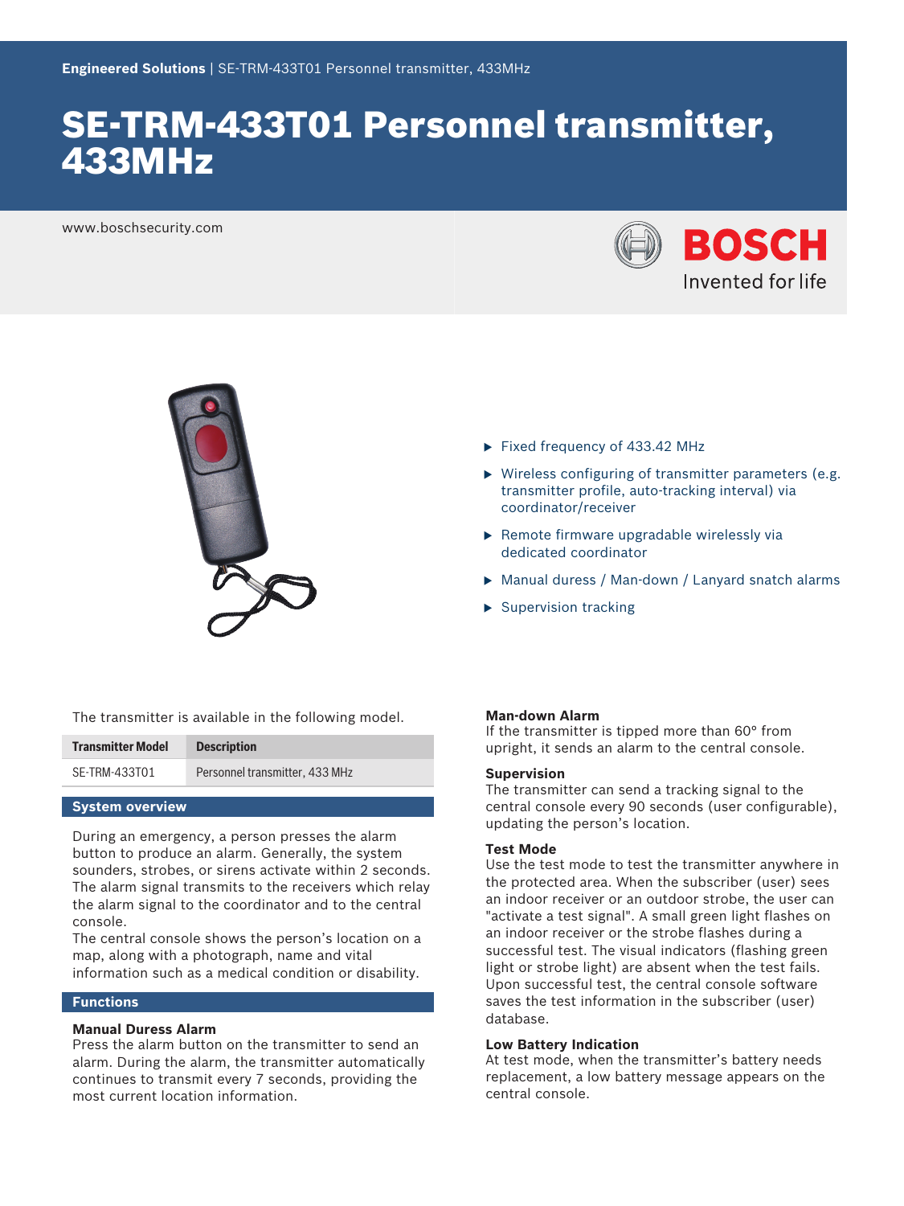Engineered Solutions | SE-TRM-433T01 Personnel transmitter, 433MHz

# SE-TRM-433T01 Personnel transmitter, 433MHz

www.boschsecurity.com

BOSCH
Invented for life

- Fixed frequency of 433.42 MHz
- Wireless configuring of transmitter parameters (e.g. transmitter profile, auto-tracking interval) via coordinator/receiver
- Remote firmware upgradable wirelessly via dedicated coordinator
- Manual duress / Man-down / Lanyard snatch alarms
- Supervision tracking

The transmitter is available in the following model.

| Transmitter Model | Description |
| --- | --- |
| SE-TRM-433T01 | Personnel transmitter, 433 MHz |

## System overview

During an emergency, a person presses the alarm button to produce an alarm. Generally, the system sounders, strobes, or sirens activate within 2 seconds. The alarm signal transmits to the receivers which relay the alarm signal to the coordinator and to the central console.
The central console shows the person's location on a map, along with a photograph, name and vital information such as a medical condition or disability.

## Functions

### Manual Duress Alarm

Press the alarm button on the transmitter to send an alarm. During the alarm, the transmitter automatically continues to transmit every 7 seconds, providing the most current location information.

### Man-down Alarm

If the transmitter is tipped more than 60° from upright, it sends an alarm to the central console.

### Supervision

The transmitter can send a tracking signal to the central console every 90 seconds (user configurable), updating the person's location.

### Test Mode

Use the test mode to test the transmitter anywhere in the protected area. When the subscriber (user) sees an indoor receiver or an outdoor strobe, the user can "activate a test signal". A small green light flashes on an indoor receiver or the strobe flashes during a successful test. The visual indicators (flashing green light or strobe light) are absent when the test fails. Upon successful test, the central console software saves the test information in the subscriber (user) database.

### Low Battery Indication

At test mode, when the transmitter's battery needs replacement, a low battery message appears on the central console.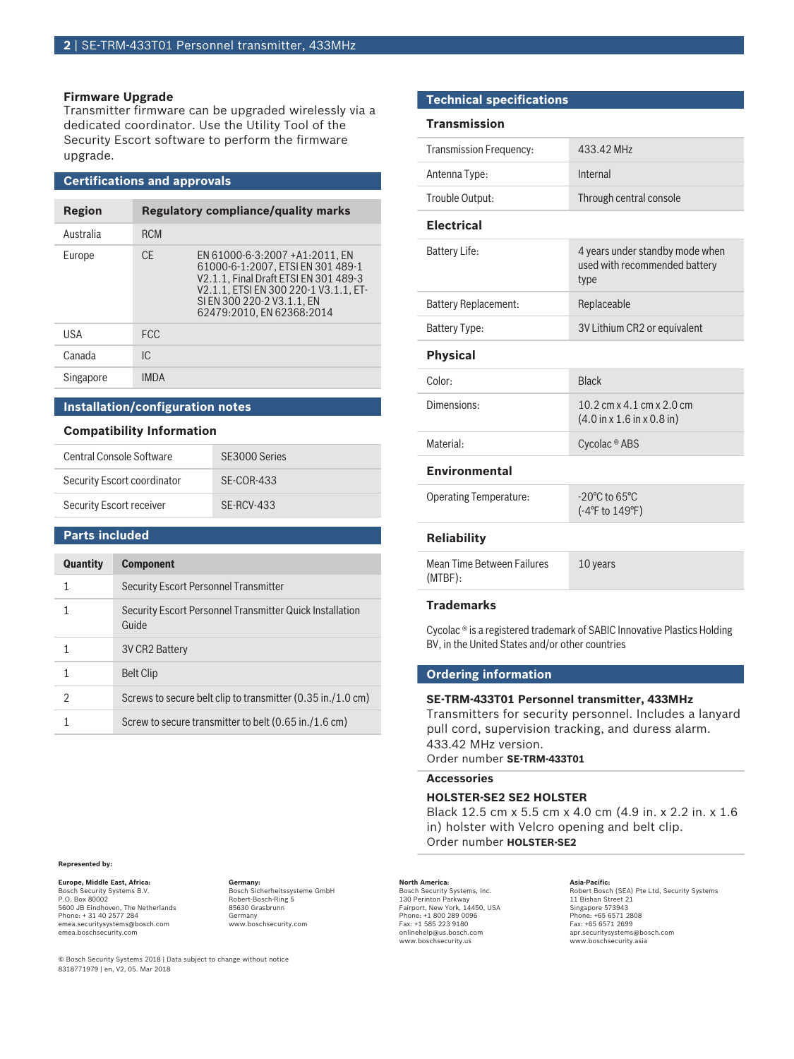### Firmware Upgrade

Transmitter firmware can be upgraded wirelessly via a dedicated coordinator. Use the Utility Tool of the Security Escort software to perform the firmware upgrade.

## Certifications and approvals

| Region | Regulatory compliance/quality marks | |
|---|---|---|
| Australia | RCM | |
| Europe | CE | EN 61000-6-3:2007 +A1:2011, EN 61000-6-1:2007, ETSI EN 301 489-1 V2.1.1, Final Draft ETSI EN 301 489-3 V2.1.1, ETSI EN 300 220-1 V3.1.1, ETSI EN 300 220-2 V3.1.1, EN 62479:2010, EN 62368:2014 |
| USA | FCC | |
| Canada | IC | |
| Singapore | IMDA | |

## Installation/configuration notes

### Compatibility Information

| | |
|---|---|
| Central Console Software | SE3000 Series |
| Security Escort coordinator | SE-COR-433 |
| Security Escort receiver | SE-RCV-433 |

## Parts included

| Quantity | Component |
|---|---|
| 1 | Security Escort Personnel Transmitter |
| 1 | Security Escort Personnel Transmitter Quick Installation Guide |
| 1 | 3V CR2 Battery |
| 1 | Belt Clip |
| 2 | Screws to secure belt clip to transmitter (0.35 in./1.0 cm) |
| 1 | Screw to secure transmitter to belt (0.65 in./1.6 cm) |

## Technical specifications

### Transmission

| | |
|---|---|
| Transmission Frequency: | 433.42 MHz |
| Antenna Type: | Internal |
| Trouble Output: | Through central console |

### Electrical

| | |
|---|---|
| Battery Life: | 4 years under standby mode when used with recommended battery type |
| Battery Replacement: | Replaceable |
| Battery Type: | 3V Lithium CR2 or equivalent |

### Physical

| | |
|---|---|
| Color: | Black |
| Dimensions: | 10.2 cm x 4.1 cm x 2.0 cm (4.0 in x 1.6 in x 0.8 in) |
| Material: | Cycolac ® ABS |

### Environmental

| | |
|---|---|
| Operating Temperature: | -20°C to 65°C (-4°F to 149°F) |

### Reliability

| | |
|---|---|
| Mean Time Between Failures (MTBF): | 10 years |

### Trademarks

Cycolac ® is a registered trademark of SABIC Innovative Plastics Holding BV, in the United States and/or other countries

## Ordering information

**SE-TRM-433T01 Personnel transmitter, 433MHz**
Transmitters for security personnel. Includes a lanyard pull cord, supervision tracking, and duress alarm. 433.42 MHz version.
Order number **SE-TRM-433T01**

### Accessories

**HOLSTER-SE2 SE2 HOLSTER**
Black 12.5 cm x 5.5 cm x 4.0 cm (4.9 in. x 2.2 in. x 1.6 in) holster with Velcro opening and belt clip.
Order number **HOLSTER-SE2**

**Represented by:**

**Europe, Middle East, Africa:**
Bosch Security Systems B.V.
P.O. Box 80002
5600 JB Eindhoven, The Netherlands
Phone: + 31 40 2577 284
emea.securitysystems@bosch.com
emea.boschsecurity.com

**Germany:**
Bosch Sicherheitssysteme GmbH
Robert-Bosch-Ring 5
85630 Grasbrunn
Germany
www.boschsecurity.com

**North America:**
Bosch Security Systems, Inc.
130 Perinton Parkway
Fairport, New York, 14450, USA
Phone: +1 800 289 0096
Fax: +1 585 223 9180
onlinehelp@us.bosch.com
www.boschsecurity.us

**Asia-Pacific:**
Robert Bosch (SEA) Pte Ltd, Security Systems
11 Bishan Street 21
Singapore 573943
Phone: +65 6571 2808
Fax: +65 6571 2699
apr.securitysystems@bosch.com
www.boschsecurity.asia

© Bosch Security Systems 2018 | Data subject to change without notice
8318771979 | en, V2, 05. Mar 2018